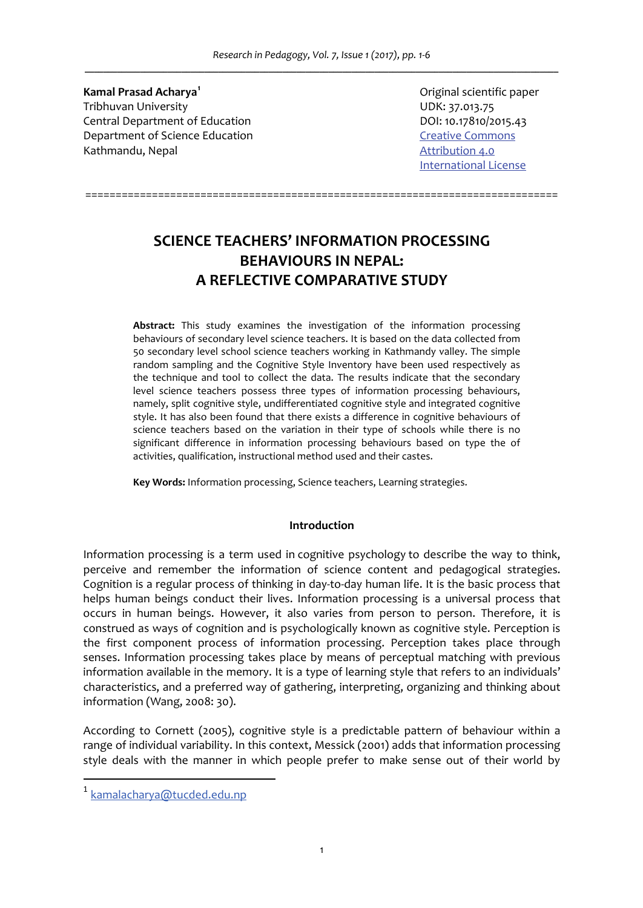**Kamal Prasad Acharya**[1]
Tribhuvan University
Central Department of Education
Department of Science Education
Kathmandu, Nepal

Original scientific paper
UDK: 37.013.75
DOI: 10.17810/2015.43
[Creative Commons Attribution 4.0 International License](https://creativecommons.org/licenses/by/4.0/)

=============================================================================

# SCIENCE TEACHERS' INFORMATION PROCESSING BEHAVIOURS IN NEPAL: A REFLECTIVE COMPARATIVE STUDY

**Abstract:** This study examines the investigation of the information processing behaviours of secondary level science teachers. It is based on the data collected from 50 secondary level school science teachers working in Kathmandy valley. The simple random sampling and the Cognitive Style Inventory have been used respectively as the technique and tool to collect the data. The results indicate that the secondary level science teachers possess three types of information processing behaviours, namely, split cognitive style, undifferentiated cognitive style and integrated cognitive style. It has also been found that there exists a difference in cognitive behaviours of science teachers based on the variation in their type of schools while there is no significant difference in information processing behaviours based on type the of activities, qualification, instructional method used and their castes.

**Key Words:** Information processing, Science teachers, Learning strategies.

## Introduction

Information processing is a term used in cognitive psychology to describe the way to think, perceive and remember the information of science content and pedagogical strategies. Cognition is a regular process of thinking in day-to-day human life. It is the basic process that helps human beings conduct their lives. Information processing is a universal process that occurs in human beings. However, it also varies from person to person. Therefore, it is construed as ways of cognition and is psychologically known as cognitive style. Perception is the first component process of information processing. Perception takes place through senses. Information processing takes place by means of perceptual matching with previous information available in the memory. It is a type of learning style that refers to an individuals' characteristics, and a preferred way of gathering, interpreting, organizing and thinking about information (Wang, 2008: 30).

According to Cornett (2005), cognitive style is a predictable pattern of behaviour within a range of individual variability. In this context, Messick (2001) adds that information processing style deals with the manner in which people prefer to make sense out of their world by

---

[1] kamalacharya@tucded.edu.np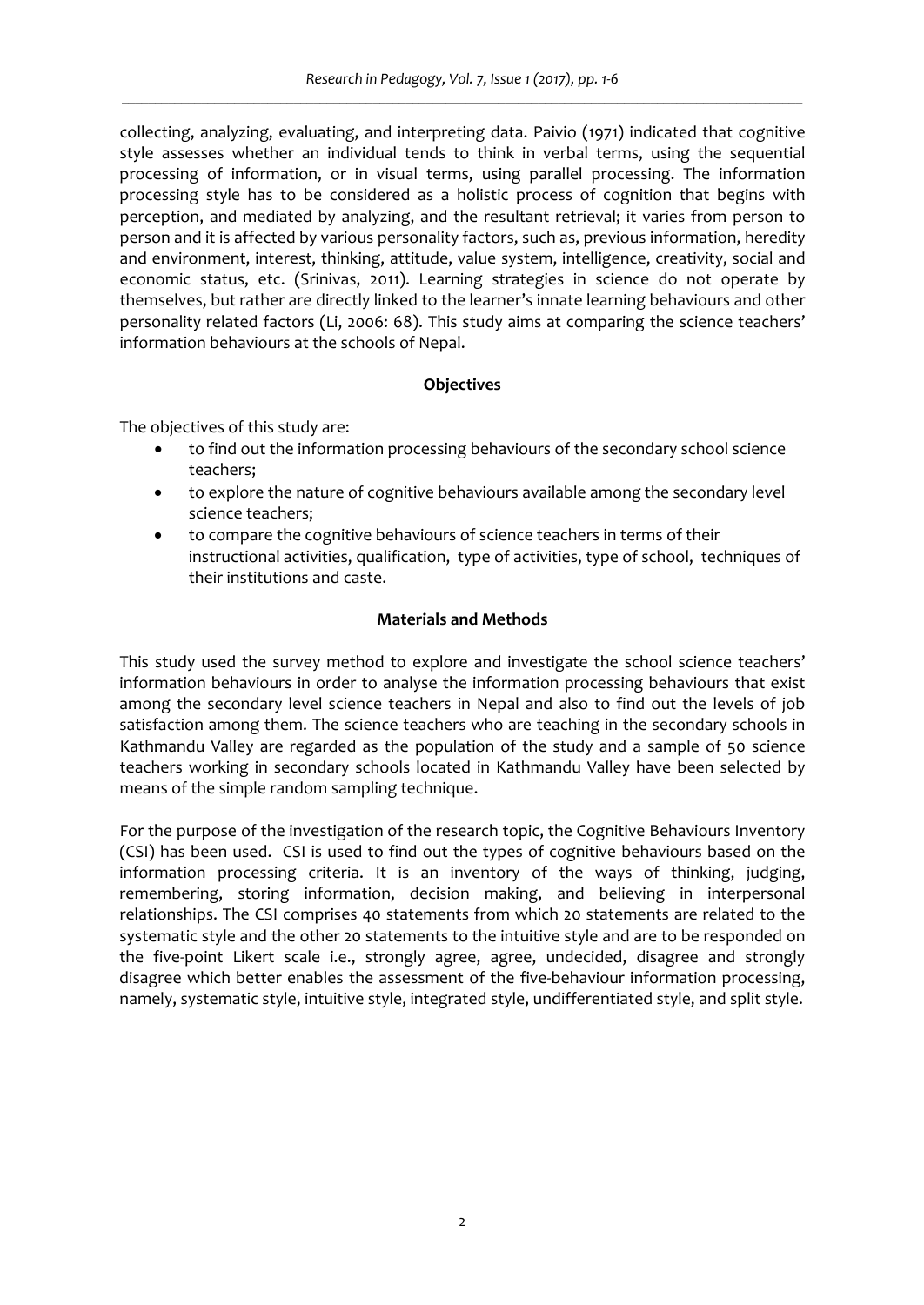collecting, analyzing, evaluating, and interpreting data. Paivio (1971) indicated that cognitive style assesses whether an individual tends to think in verbal terms, using the sequential processing of information, or in visual terms, using parallel processing. The information processing style has to be considered as a holistic process of cognition that begins with perception, and mediated by analyzing, and the resultant retrieval; it varies from person to person and it is affected by various personality factors, such as, previous information, heredity and environment, interest, thinking, attitude, value system, intelligence, creativity, social and economic status, etc. (Srinivas, 2011). Learning strategies in science do not operate by themselves, but rather are directly linked to the learner's innate learning behaviours and other personality related factors (Li, 2006: 68). This study aims at comparing the science teachers' information behaviours at the schools of Nepal.

## Objectives

The objectives of this study are:

- to find out the information processing behaviours of the secondary school science teachers;
- to explore the nature of cognitive behaviours available among the secondary level science teachers;
- to compare the cognitive behaviours of science teachers in terms of their instructional activities, qualification, type of activities, type of school, techniques of their institutions and caste.

## Materials and Methods

This study used the survey method to explore and investigate the school science teachers' information behaviours in order to analyse the information processing behaviours that exist among the secondary level science teachers in Nepal and also to find out the levels of job satisfaction among them. The science teachers who are teaching in the secondary schools in Kathmandu Valley are regarded as the population of the study and a sample of 50 science teachers working in secondary schools located in Kathmandu Valley have been selected by means of the simple random sampling technique.

For the purpose of the investigation of the research topic, the Cognitive Behaviours Inventory (CSI) has been used. CSI is used to find out the types of cognitive behaviours based on the information processing criteria. It is an inventory of the ways of thinking, judging, remembering, storing information, decision making, and believing in interpersonal relationships. The CSI comprises 40 statements from which 20 statements are related to the systematic style and the other 20 statements to the intuitive style and are to be responded on the five-point Likert scale i.e., strongly agree, agree, undecided, disagree and strongly disagree which better enables the assessment of the five-behaviour information processing, namely, systematic style, intuitive style, integrated style, undifferentiated style, and split style.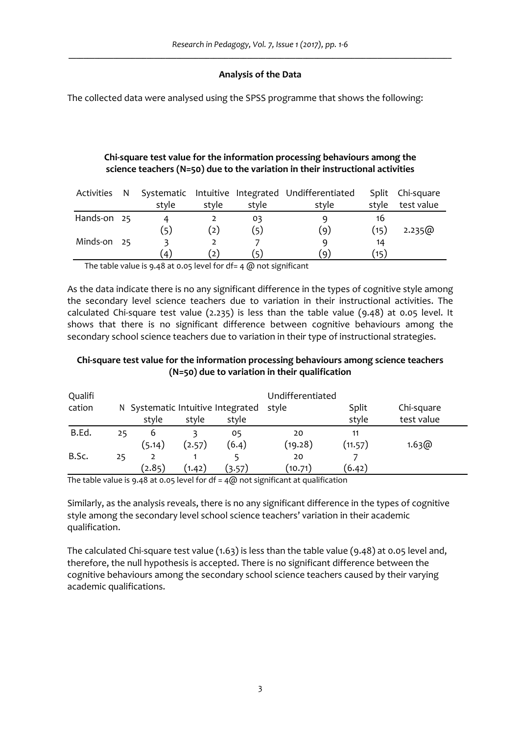**Analysis of the Data**

The collected data were analysed using the SPSS programme that shows the following:

**Chi-square test value for the information processing behaviours among the science teachers (N=50) due to the variation in their instructional activities**

| Activities | N | Systematic style | Intuitive style | Integrated style | Undifferentiated style | Split style | Chi-square test value |
|---|---|---|---|---|---|---|---|
| Hands-on | 25 | 4 | 2 | 03 | 9 | 16 | |
| | | (5) | (2) | (5) | (9) | (15) | 2.235@ |
| Minds-on | 25 | 3 | 2 | 7 | 9 | 14 | |
| | | (4) | (2) | (5) | (9) | (15) | |

The table value is 9.48 at 0.05 level for df= 4 @ not significant

As the data indicate there is no any significant difference in the types of cognitive style among the secondary level science teachers due to variation in their instructional activities. The calculated Chi-square test value (2.235) is less than the table value (9.48) at 0.05 level. It shows that there is no significant difference between cognitive behaviours among the secondary school science teachers due to variation in their type of instructional strategies.

**Chi-square test value for the information processing behaviours among science teachers (N=50) due to variation in their qualification**

| Qualification | N | Systematic style | Intuitive style | Integrated style | Undifferentiated style | Split style | Chi-square test value |
|---|---|---|---|---|---|---|---|
| B.Ed. | 25 | 6 | 3 | 05 | 20 | 11 | |
| | | (5.14) | (2.57) | (6.4) | (19.28) | (11.57) | 1.63@ |
| B.Sc. | 25 | 2 | 1 | 5 | 20 | 7 | |
| | | (2.85) | (1.42) | (3.57) | (10.71) | (6.42) | |

The table value is 9.48 at 0.05 level for df = 4@ not significant at qualification

Similarly, as the analysis reveals, there is no any significant difference in the types of cognitive style among the secondary level school science teachers' variation in their academic qualification.

The calculated Chi-square test value (1.63) is less than the table value (9.48) at 0.05 level and, therefore, the null hypothesis is accepted. There is no significant difference between the cognitive behaviours among the secondary school science teachers caused by their varying academic qualifications.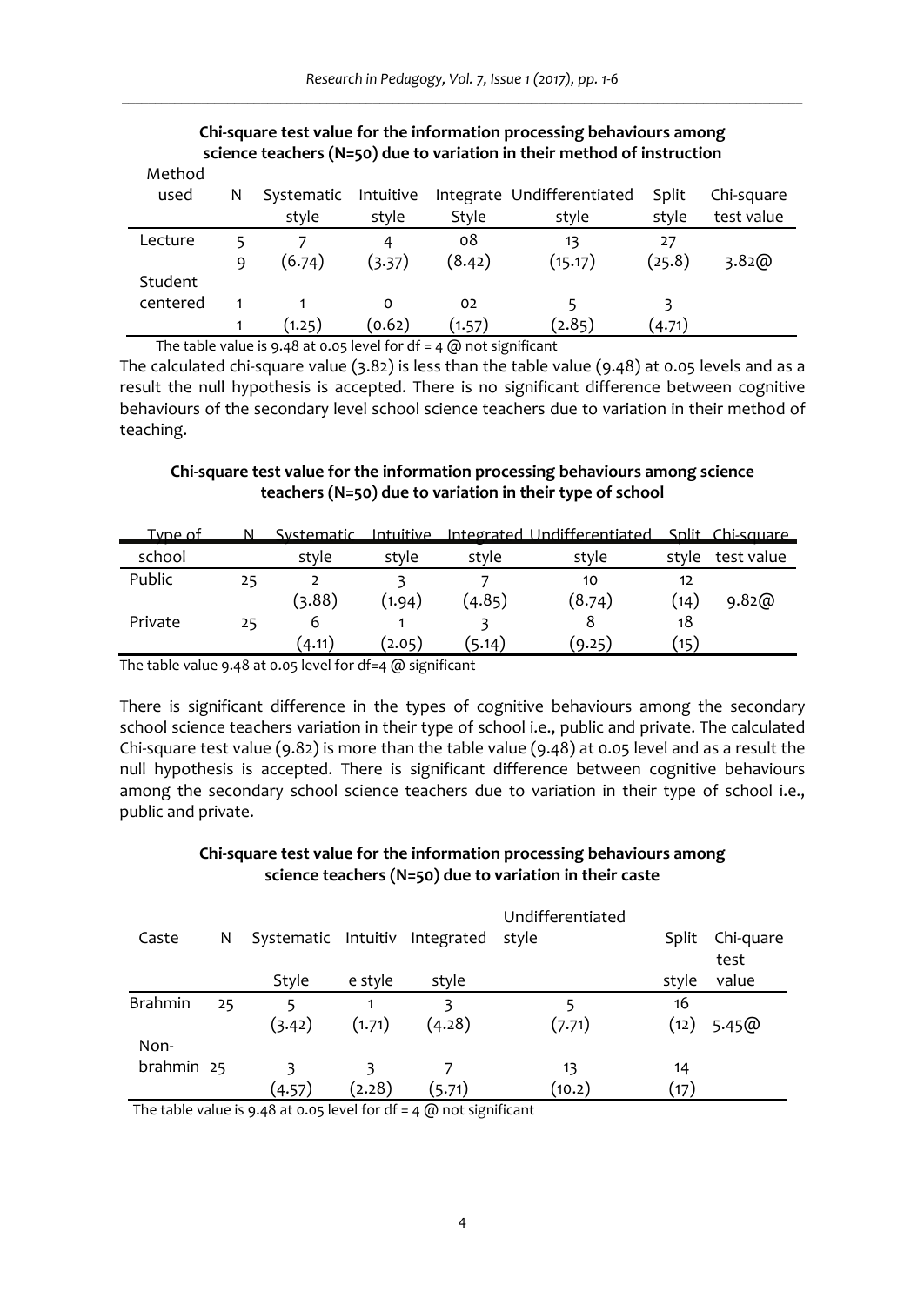**Chi-square test value for the information processing behaviours among science teachers (N=50) due to variation in their method of instruction**

| Method used | N | Systematic style | Intuitive style | Integrate Style | Undifferentiated style | Split style | Chi-square test value |
|---|---|---|---|---|---|---|---|
| Lecture | 5 | 7 | 4 | 08 | 13 | 27 | |
| | 9 | (6.74) | (3.37) | (8.42) | (15.17) | (25.8) | 3.82@ |
| Student centered | 1 | 1 | 0 | 02 | 5 | 3 | |
| | 1 | (1.25) | (0.62) | (1.57) | (2.85) | (4.71) | |

The table value is 9.48 at 0.05 level for df = 4 @ not significant

The calculated chi-square value (3.82) is less than the table value (9.48) at 0.05 levels and as a result the null hypothesis is accepted. There is no significant difference between cognitive behaviours of the secondary level school science teachers due to variation in their method of teaching.

**Chi-square test value for the information processing behaviours among science teachers (N=50) due to variation in their type of school**

| Type of school | N | Systematic style | Intuitive style | Integrated style | Undifferentiated style | Split style | Chi-square test value |
|---|---|---|---|---|---|---|---|
| Public | 25 | 2 | 3 | 7 | 10 | 12 | |
| | | (3.88) | (1.94) | (4.85) | (8.74) | (14) | 9.82@ |
| Private | 25 | 6 | 1 | 3 | 8 | 18 | |
| | | (4.11) | (2.05) | (5.14) | (9.25) | (15) | |

The table value 9.48 at 0.05 level for df=4 @ significant

There is significant difference in the types of cognitive behaviours among the secondary school science teachers variation in their type of school i.e., public and private. The calculated Chi-square test value (9.82) is more than the table value (9.48) at 0.05 level and as a result the null hypothesis is accepted. There is significant difference between cognitive behaviours among the secondary school science teachers due to variation in their type of school i.e., public and private.

**Chi-square test value for the information processing behaviours among science teachers (N=50) due to variation in their caste**

| Caste | N | Systematic Style | Intuitive style | Integrated style | Undifferentiated style | Split style | Chi-quare test value |
|---|---|---|---|---|---|---|---|
| Brahmin | 25 | 5 | 1 | 3 | 5 | 16 | |
| | | (3.42) | (1.71) | (4.28) | (7.71) | (12) | 5.45@ |
| Non-brahmin | 25 | 3 | 3 | 7 | 13 | 14 | |
| | | (4.57) | (2.28) | (5.71) | (10.2) | (17) | |

The table value is 9.48 at 0.05 level for df = 4 @ not significant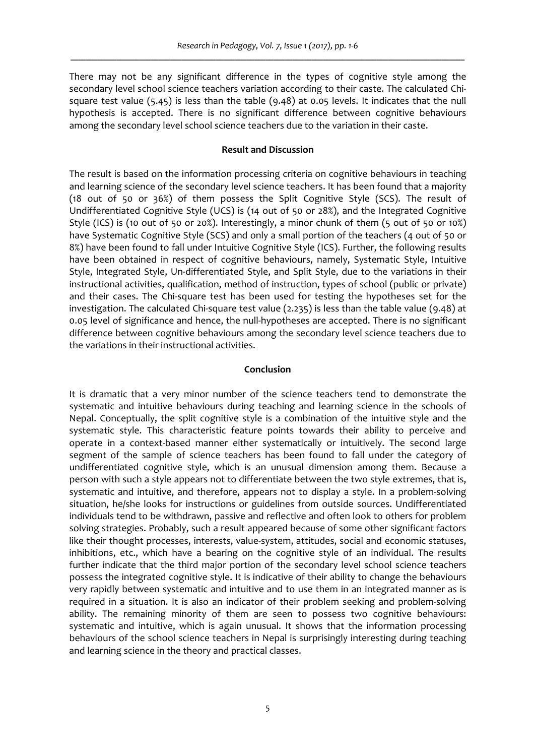There may not be any significant difference in the types of cognitive style among the secondary level school science teachers variation according to their caste. The calculated Chi-square test value (5.45) is less than the table (9.48) at 0.05 levels. It indicates that the null hypothesis is accepted. There is no significant difference between cognitive behaviours among the secondary level school science teachers due to the variation in their caste.

## Result and Discussion

The result is based on the information processing criteria on cognitive behaviours in teaching and learning science of the secondary level science teachers. It has been found that a majority (18 out of 50 or 36%) of them possess the Split Cognitive Style (SCS). The result of Undifferentiated Cognitive Style (UCS) is (14 out of 50 or 28%), and the Integrated Cognitive Style (ICS) is (10 out of 50 or 20%). Interestingly, a minor chunk of them (5 out of 50 or 10%) have Systematic Cognitive Style (SCS) and only a small portion of the teachers (4 out of 50 or 8%) have been found to fall under Intuitive Cognitive Style (ICS). Further, the following results have been obtained in respect of cognitive behaviours, namely, Systematic Style, Intuitive Style, Integrated Style, Un-differentiated Style, and Split Style, due to the variations in their instructional activities, qualification, method of instruction, types of school (public or private) and their cases. The Chi-square test has been used for testing the hypotheses set for the investigation. The calculated Chi-square test value (2.235) is less than the table value (9.48) at 0.05 level of significance and hence, the null-hypotheses are accepted. There is no significant difference between cognitive behaviours among the secondary level science teachers due to the variations in their instructional activities.

## Conclusion

It is dramatic that a very minor number of the science teachers tend to demonstrate the systematic and intuitive behaviours during teaching and learning science in the schools of Nepal. Conceptually, the split cognitive style is a combination of the intuitive style and the systematic style. This characteristic feature points towards their ability to perceive and operate in a context-based manner either systematically or intuitively. The second large segment of the sample of science teachers has been found to fall under the category of undifferentiated cognitive style, which is an unusual dimension among them. Because a person with such a style appears not to differentiate between the two style extremes, that is, systematic and intuitive, and therefore, appears not to display a style. In a problem-solving situation, he/she looks for instructions or guidelines from outside sources. Undifferentiated individuals tend to be withdrawn, passive and reflective and often look to others for problem solving strategies. Probably, such a result appeared because of some other significant factors like their thought processes, interests, value-system, attitudes, social and economic statuses, inhibitions, etc., which have a bearing on the cognitive style of an individual. The results further indicate that the third major portion of the secondary level school science teachers possess the integrated cognitive style. It is indicative of their ability to change the behaviours very rapidly between systematic and intuitive and to use them in an integrated manner as is required in a situation. It is also an indicator of their problem seeking and problem-solving ability. The remaining minority of them are seen to possess two cognitive behaviours: systematic and intuitive, which is again unusual. It shows that the information processing behaviours of the school science teachers in Nepal is surprisingly interesting during teaching and learning science in the theory and practical classes.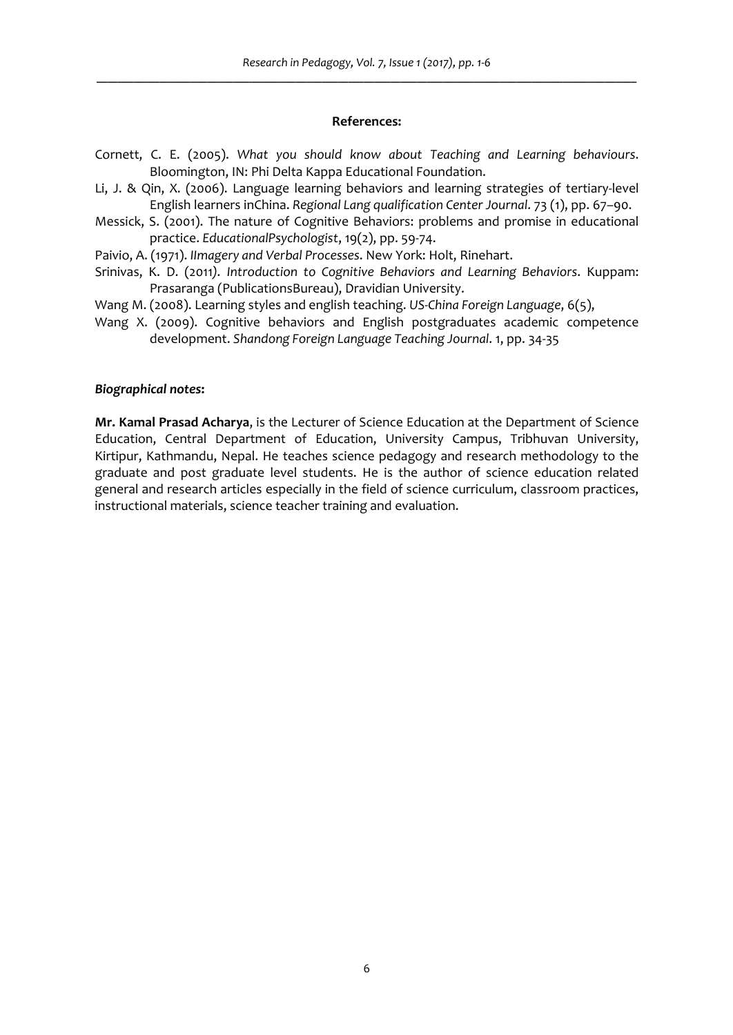**References:**

Cornett, C. E. (2005). *What you should know about Teaching and Learning behaviours*. Bloomington, IN: Phi Delta Kappa Educational Foundation.

Li, J. & Qin, X. (2006). Language learning behaviors and learning strategies of tertiary-level English learners inChina. *Regional Lang qualification Center Journal*. 73 (1), pp. 67–90.

Messick, S. (2001). The nature of Cognitive Behaviors: problems and promise in educational practice. *EducationalPsychologist*, 19(2), pp. 59-74.

Paivio, A. (1971). *IImagery and Verbal Processes*. New York: Holt, Rinehart.

Srinivas, K. D. (2011). *Introduction to Cognitive Behaviors and Learning Behaviors*. Kuppam: Prasaranga (PublicationsBureau), Dravidian University.

Wang M. (2008). Learning styles and english teaching. *US-China Foreign Language*, 6(5),

Wang X. (2009). Cognitive behaviors and English postgraduates academic competence development. *Shandong Foreign Language Teaching Journal*. 1, pp. 34-35

***Biographical notes*:**

**Mr. Kamal Prasad Acharya**, is the Lecturer of Science Education at the Department of Science Education, Central Department of Education, University Campus, Tribhuvan University, Kirtipur, Kathmandu, Nepal. He teaches science pedagogy and research methodology to the graduate and post graduate level students. He is the author of science education related general and research articles especially in the field of science curriculum, classroom practices, instructional materials, science teacher training and evaluation.